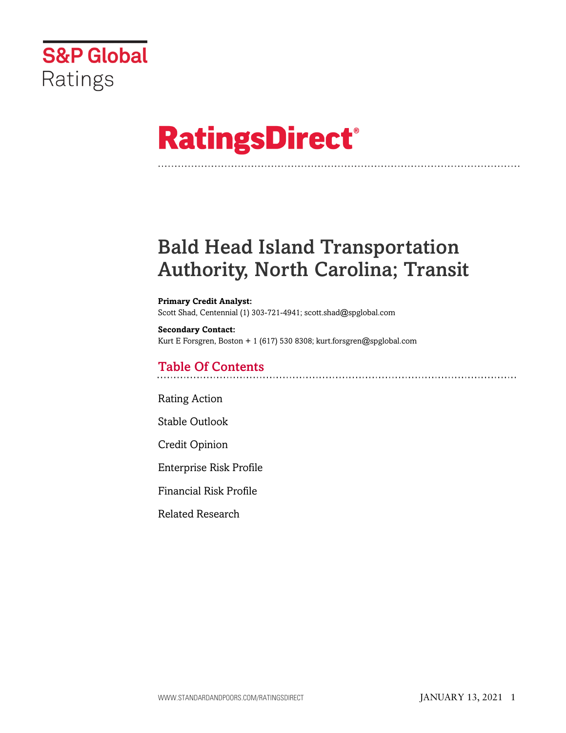S&P Global
Ratings

# RatingsDirect®

## Bald Head Island Transportation Authority, North Carolina; Transit

**Primary Credit Analyst:**
Scott Shad, Centennial (1) 303-721-4941; scott.shad@spglobal.com

**Secondary Contact:**
Kurt E Forsgren, Boston + 1 (617) 530 8308; kurt.forsgren@spglobal.com

### Table Of Contents

Rating Action

Stable Outlook

Credit Opinion

Enterprise Risk Profile

Financial Risk Profile

Related Research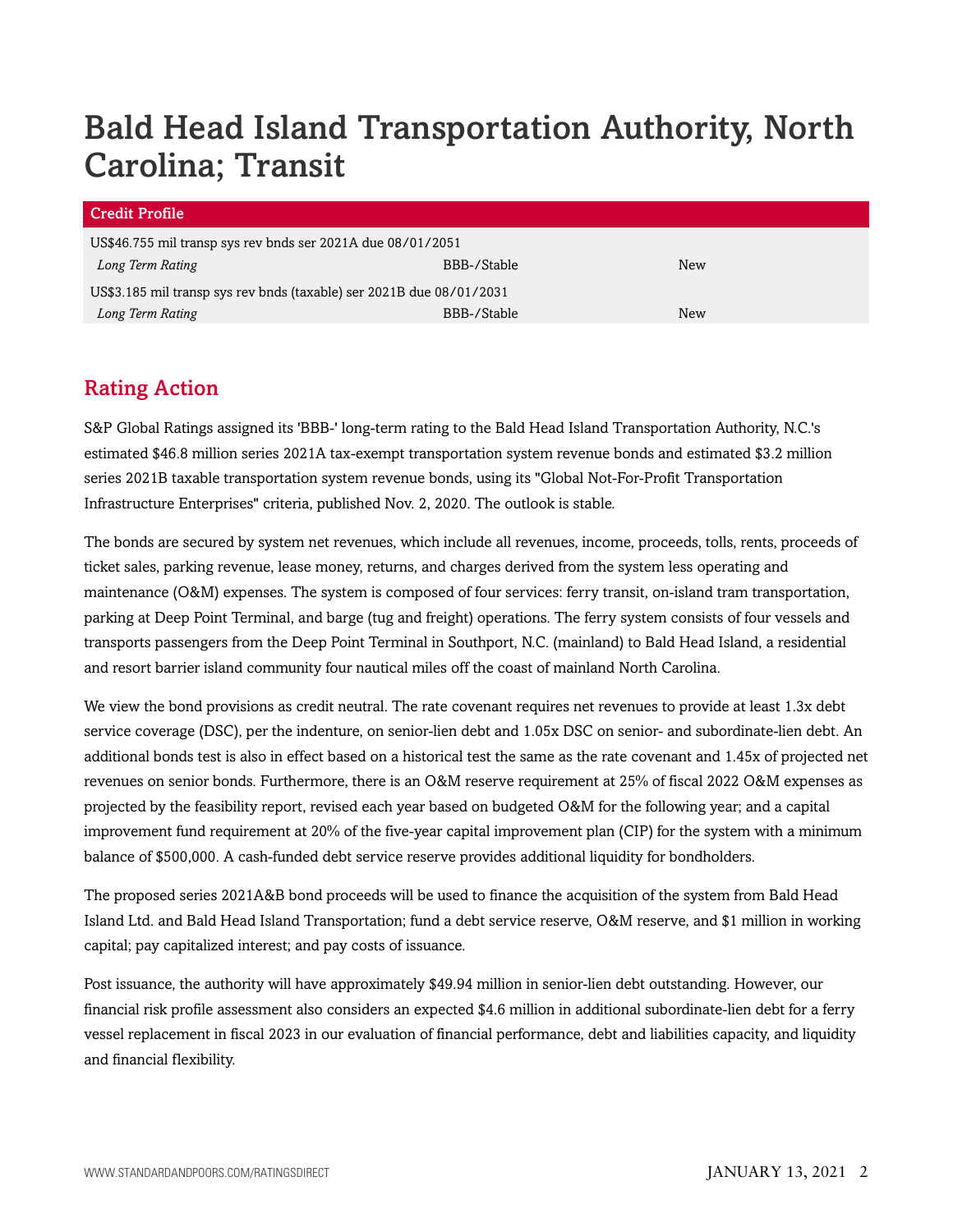# Bald Head Island Transportation Authority, North Carolina; Transit

| Credit Profile | | |
|---|---|---|
| US$46.755 mil transp sys rev bnds ser 2021A due 08/01/2051 | | |
| *Long Term Rating* | BBB-/Stable | New |
| US$3.185 mil transp sys rev bnds (taxable) ser 2021B due 08/01/2031 | | |
| *Long Term Rating* | BBB-/Stable | New |

## Rating Action

S&P Global Ratings assigned its 'BBB-' long-term rating to the Bald Head Island Transportation Authority, N.C.'s estimated $46.8 million series 2021A tax-exempt transportation system revenue bonds and estimated $3.2 million series 2021B taxable transportation system revenue bonds, using its "Global Not-For-Profit Transportation Infrastructure Enterprises" criteria, published Nov. 2, 2020. The outlook is stable.

The bonds are secured by system net revenues, which include all revenues, income, proceeds, tolls, rents, proceeds of ticket sales, parking revenue, lease money, returns, and charges derived from the system less operating and maintenance (O&M) expenses. The system is composed of four services: ferry transit, on-island tram transportation, parking at Deep Point Terminal, and barge (tug and freight) operations. The ferry system consists of four vessels and transports passengers from the Deep Point Terminal in Southport, N.C. (mainland) to Bald Head Island, a residential and resort barrier island community four nautical miles off the coast of mainland North Carolina.

We view the bond provisions as credit neutral. The rate covenant requires net revenues to provide at least 1.3x debt service coverage (DSC), per the indenture, on senior-lien debt and 1.05x DSC on senior- and subordinate-lien debt. An additional bonds test is also in effect based on a historical test the same as the rate covenant and 1.45x of projected net revenues on senior bonds. Furthermore, there is an O&M reserve requirement at 25% of fiscal 2022 O&M expenses as projected by the feasibility report, revised each year based on budgeted O&M for the following year; and a capital improvement fund requirement at 20% of the five-year capital improvement plan (CIP) for the system with a minimum balance of $500,000. A cash-funded debt service reserve provides additional liquidity for bondholders.

The proposed series 2021A&B bond proceeds will be used to finance the acquisition of the system from Bald Head Island Ltd. and Bald Head Island Transportation; fund a debt service reserve, O&M reserve, and $1 million in working capital; pay capitalized interest; and pay costs of issuance.

Post issuance, the authority will have approximately $49.94 million in senior-lien debt outstanding. However, our financial risk profile assessment also considers an expected $4.6 million in additional subordinate-lien debt for a ferry vessel replacement in fiscal 2023 in our evaluation of financial performance, debt and liabilities capacity, and liquidity and financial flexibility.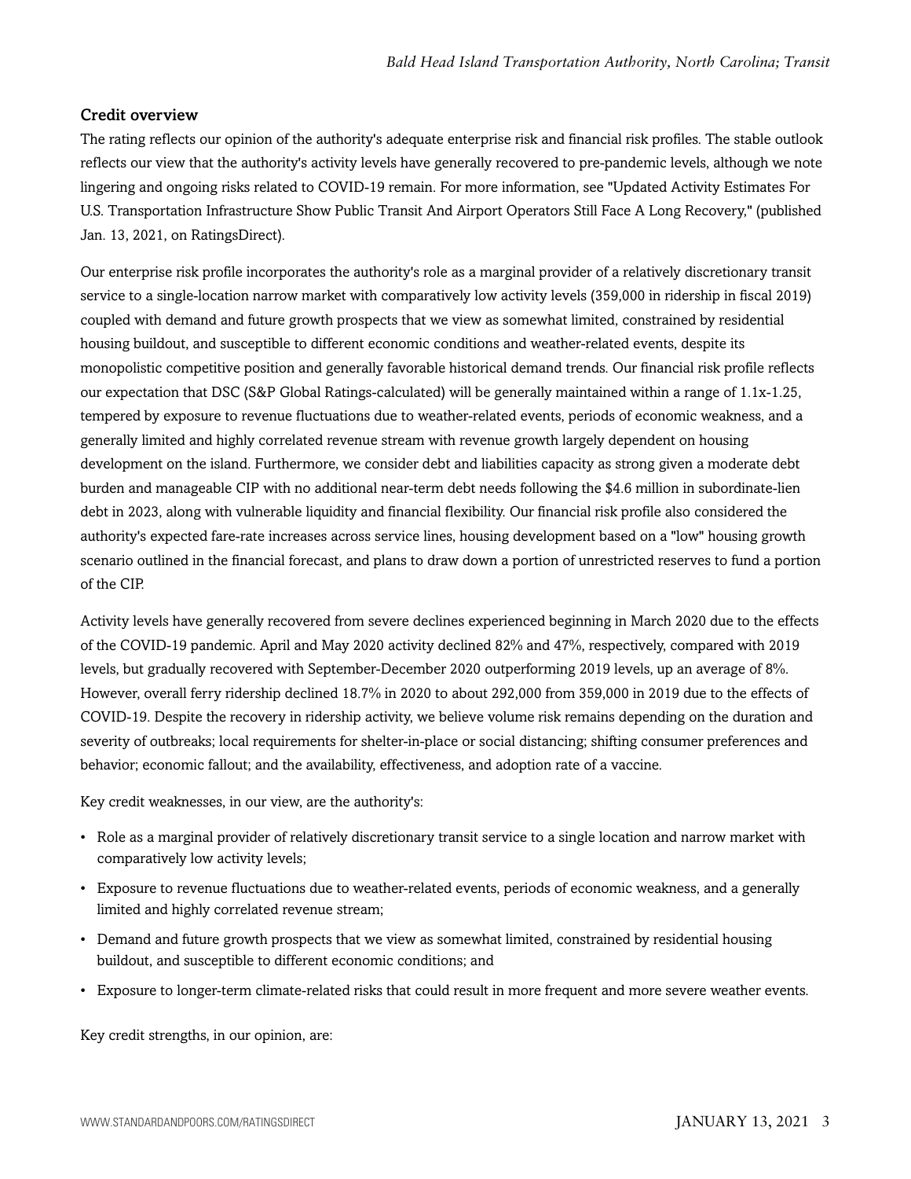### Credit overview

The rating reflects our opinion of the authority's adequate enterprise risk and financial risk profiles. The stable outlook reflects our view that the authority's activity levels have generally recovered to pre-pandemic levels, although we note lingering and ongoing risks related to COVID-19 remain. For more information, see "Updated Activity Estimates For U.S. Transportation Infrastructure Show Public Transit And Airport Operators Still Face A Long Recovery," (published Jan. 13, 2021, on RatingsDirect).

Our enterprise risk profile incorporates the authority's role as a marginal provider of a relatively discretionary transit service to a single-location narrow market with comparatively low activity levels (359,000 in ridership in fiscal 2019) coupled with demand and future growth prospects that we view as somewhat limited, constrained by residential housing buildout, and susceptible to different economic conditions and weather-related events, despite its monopolistic competitive position and generally favorable historical demand trends. Our financial risk profile reflects our expectation that DSC (S&P Global Ratings-calculated) will be generally maintained within a range of 1.1x-1.25, tempered by exposure to revenue fluctuations due to weather-related events, periods of economic weakness, and a generally limited and highly correlated revenue stream with revenue growth largely dependent on housing development on the island. Furthermore, we consider debt and liabilities capacity as strong given a moderate debt burden and manageable CIP with no additional near-term debt needs following the $4.6 million in subordinate-lien debt in 2023, along with vulnerable liquidity and financial flexibility. Our financial risk profile also considered the authority's expected fare-rate increases across service lines, housing development based on a "low" housing growth scenario outlined in the financial forecast, and plans to draw down a portion of unrestricted reserves to fund a portion of the CIP.

Activity levels have generally recovered from severe declines experienced beginning in March 2020 due to the effects of the COVID-19 pandemic. April and May 2020 activity declined 82% and 47%, respectively, compared with 2019 levels, but gradually recovered with September-December 2020 outperforming 2019 levels, up an average of 8%. However, overall ferry ridership declined 18.7% in 2020 to about 292,000 from 359,000 in 2019 due to the effects of COVID-19. Despite the recovery in ridership activity, we believe volume risk remains depending on the duration and severity of outbreaks; local requirements for shelter-in-place or social distancing; shifting consumer preferences and behavior; economic fallout; and the availability, effectiveness, and adoption rate of a vaccine.

Key credit weaknesses, in our view, are the authority's:

- Role as a marginal provider of relatively discretionary transit service to a single location and narrow market with comparatively low activity levels;
- Exposure to revenue fluctuations due to weather-related events, periods of economic weakness, and a generally limited and highly correlated revenue stream;
- Demand and future growth prospects that we view as somewhat limited, constrained by residential housing buildout, and susceptible to different economic conditions; and
- Exposure to longer-term climate-related risks that could result in more frequent and more severe weather events.

Key credit strengths, in our opinion, are: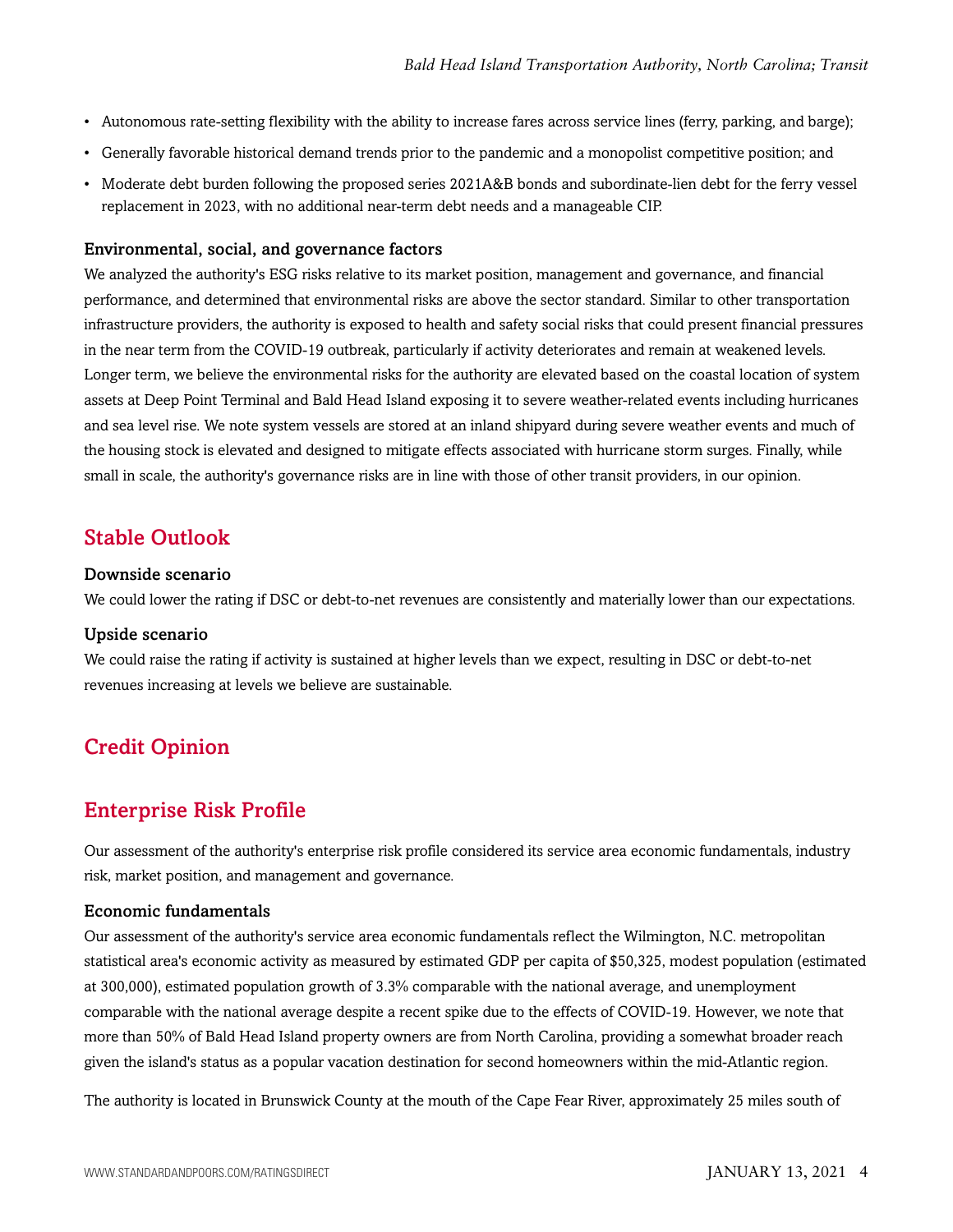- Autonomous rate-setting flexibility with the ability to increase fares across service lines (ferry, parking, and barge);
- Generally favorable historical demand trends prior to the pandemic and a monopolist competitive position; and
- Moderate debt burden following the proposed series 2021A&B bonds and subordinate-lien debt for the ferry vessel replacement in 2023, with no additional near-term debt needs and a manageable CIP.

### Environmental, social, and governance factors

We analyzed the authority's ESG risks relative to its market position, management and governance, and financial performance, and determined that environmental risks are above the sector standard. Similar to other transportation infrastructure providers, the authority is exposed to health and safety social risks that could present financial pressures in the near term from the COVID-19 outbreak, particularly if activity deteriorates and remain at weakened levels. Longer term, we believe the environmental risks for the authority are elevated based on the coastal location of system assets at Deep Point Terminal and Bald Head Island exposing it to severe weather-related events including hurricanes and sea level rise. We note system vessels are stored at an inland shipyard during severe weather events and much of the housing stock is elevated and designed to mitigate effects associated with hurricane storm surges. Finally, while small in scale, the authority's governance risks are in line with those of other transit providers, in our opinion.

## Stable Outlook

### Downside scenario

We could lower the rating if DSC or debt-to-net revenues are consistently and materially lower than our expectations.

### Upside scenario

We could raise the rating if activity is sustained at higher levels than we expect, resulting in DSC or debt-to-net revenues increasing at levels we believe are sustainable.

## Credit Opinion

## Enterprise Risk Profile

Our assessment of the authority's enterprise risk profile considered its service area economic fundamentals, industry risk, market position, and management and governance.

### Economic fundamentals

Our assessment of the authority's service area economic fundamentals reflect the Wilmington, N.C. metropolitan statistical area's economic activity as measured by estimated GDP per capita of $50,325, modest population (estimated at 300,000), estimated population growth of 3.3% comparable with the national average, and unemployment comparable with the national average despite a recent spike due to the effects of COVID-19. However, we note that more than 50% of Bald Head Island property owners are from North Carolina, providing a somewhat broader reach given the island's status as a popular vacation destination for second homeowners within the mid-Atlantic region.

The authority is located in Brunswick County at the mouth of the Cape Fear River, approximately 25 miles south of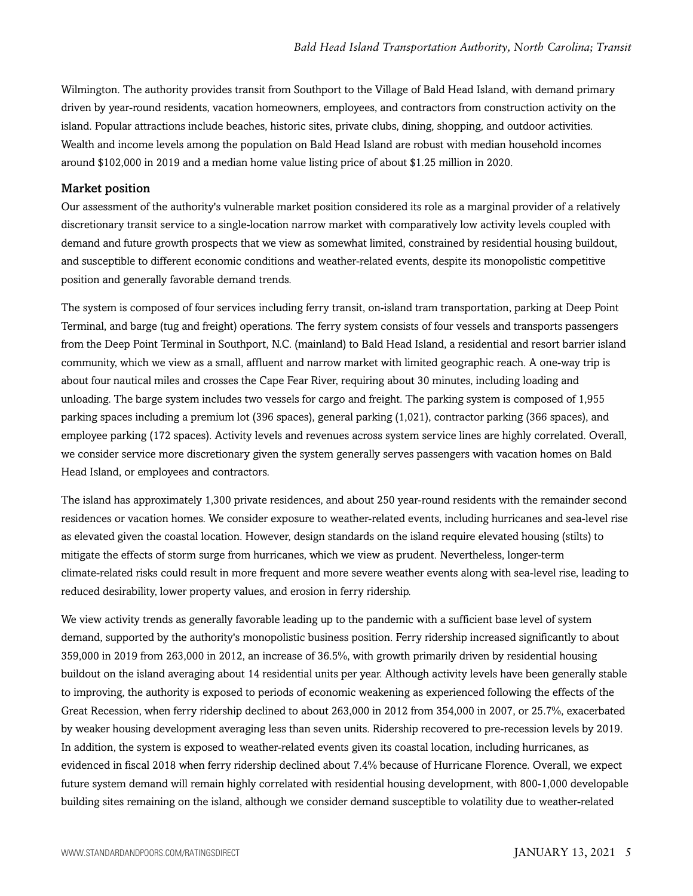Wilmington. The authority provides transit from Southport to the Village of Bald Head Island, with demand primary driven by year-round residents, vacation homeowners, employees, and contractors from construction activity on the island. Popular attractions include beaches, historic sites, private clubs, dining, shopping, and outdoor activities. Wealth and income levels among the population on Bald Head Island are robust with median household incomes around $102,000 in 2019 and a median home value listing price of about $1.25 million in 2020.

### Market position

Our assessment of the authority's vulnerable market position considered its role as a marginal provider of a relatively discretionary transit service to a single-location narrow market with comparatively low activity levels coupled with demand and future growth prospects that we view as somewhat limited, constrained by residential housing buildout, and susceptible to different economic conditions and weather-related events, despite its monopolistic competitive position and generally favorable demand trends.

The system is composed of four services including ferry transit, on-island tram transportation, parking at Deep Point Terminal, and barge (tug and freight) operations. The ferry system consists of four vessels and transports passengers from the Deep Point Terminal in Southport, N.C. (mainland) to Bald Head Island, a residential and resort barrier island community, which we view as a small, affluent and narrow market with limited geographic reach. A one-way trip is about four nautical miles and crosses the Cape Fear River, requiring about 30 minutes, including loading and unloading. The barge system includes two vessels for cargo and freight. The parking system is composed of 1,955 parking spaces including a premium lot (396 spaces), general parking (1,021), contractor parking (366 spaces), and employee parking (172 spaces). Activity levels and revenues across system service lines are highly correlated. Overall, we consider service more discretionary given the system generally serves passengers with vacation homes on Bald Head Island, or employees and contractors.

The island has approximately 1,300 private residences, and about 250 year-round residents with the remainder second residences or vacation homes. We consider exposure to weather-related events, including hurricanes and sea-level rise as elevated given the coastal location. However, design standards on the island require elevated housing (stilts) to mitigate the effects of storm surge from hurricanes, which we view as prudent. Nevertheless, longer-term climate-related risks could result in more frequent and more severe weather events along with sea-level rise, leading to reduced desirability, lower property values, and erosion in ferry ridership.

We view activity trends as generally favorable leading up to the pandemic with a sufficient base level of system demand, supported by the authority's monopolistic business position. Ferry ridership increased significantly to about 359,000 in 2019 from 263,000 in 2012, an increase of 36.5%, with growth primarily driven by residential housing buildout on the island averaging about 14 residential units per year. Although activity levels have been generally stable to improving, the authority is exposed to periods of economic weakening as experienced following the effects of the Great Recession, when ferry ridership declined to about 263,000 in 2012 from 354,000 in 2007, or 25.7%, exacerbated by weaker housing development averaging less than seven units. Ridership recovered to pre-recession levels by 2019. In addition, the system is exposed to weather-related events given its coastal location, including hurricanes, as evidenced in fiscal 2018 when ferry ridership declined about 7.4% because of Hurricane Florence. Overall, we expect future system demand will remain highly correlated with residential housing development, with 800-1,000 developable building sites remaining on the island, although we consider demand susceptible to volatility due to weather-related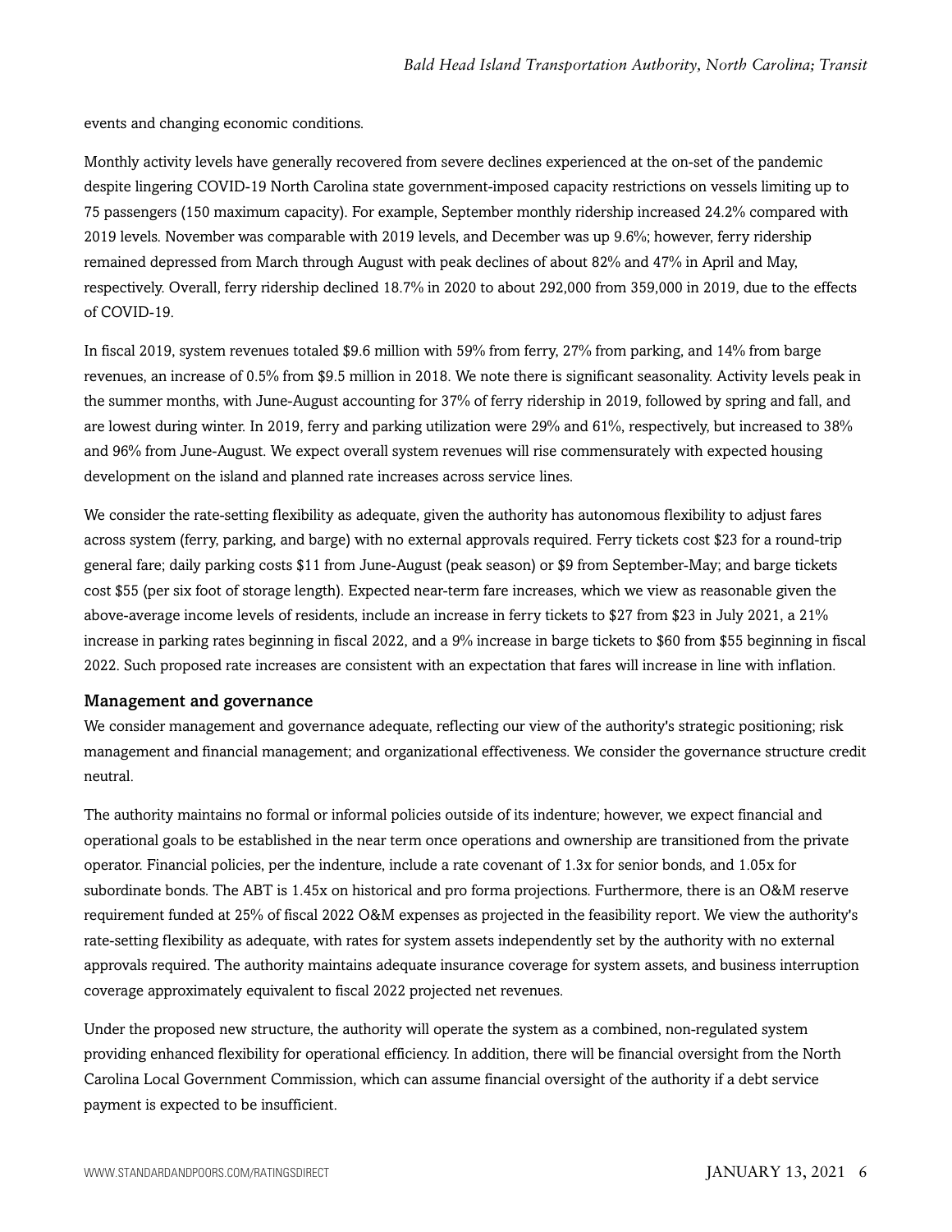events and changing economic conditions.

Monthly activity levels have generally recovered from severe declines experienced at the on-set of the pandemic despite lingering COVID-19 North Carolina state government-imposed capacity restrictions on vessels limiting up to 75 passengers (150 maximum capacity). For example, September monthly ridership increased 24.2% compared with 2019 levels. November was comparable with 2019 levels, and December was up 9.6%; however, ferry ridership remained depressed from March through August with peak declines of about 82% and 47% in April and May, respectively. Overall, ferry ridership declined 18.7% in 2020 to about 292,000 from 359,000 in 2019, due to the effects of COVID-19.

In fiscal 2019, system revenues totaled $9.6 million with 59% from ferry, 27% from parking, and 14% from barge revenues, an increase of 0.5% from $9.5 million in 2018. We note there is significant seasonality. Activity levels peak in the summer months, with June-August accounting for 37% of ferry ridership in 2019, followed by spring and fall, and are lowest during winter. In 2019, ferry and parking utilization were 29% and 61%, respectively, but increased to 38% and 96% from June-August. We expect overall system revenues will rise commensurately with expected housing development on the island and planned rate increases across service lines.

We consider the rate-setting flexibility as adequate, given the authority has autonomous flexibility to adjust fares across system (ferry, parking, and barge) with no external approvals required. Ferry tickets cost $23 for a round-trip general fare; daily parking costs $11 from June-August (peak season) or $9 from September-May; and barge tickets cost $55 (per six foot of storage length). Expected near-term fare increases, which we view as reasonable given the above-average income levels of residents, include an increase in ferry tickets to $27 from $23 in July 2021, a 21% increase in parking rates beginning in fiscal 2022, and a 9% increase in barge tickets to $60 from $55 beginning in fiscal 2022. Such proposed rate increases are consistent with an expectation that fares will increase in line with inflation.

### Management and governance

We consider management and governance adequate, reflecting our view of the authority's strategic positioning; risk management and financial management; and organizational effectiveness. We consider the governance structure credit neutral.

The authority maintains no formal or informal policies outside of its indenture; however, we expect financial and operational goals to be established in the near term once operations and ownership are transitioned from the private operator. Financial policies, per the indenture, include a rate covenant of 1.3x for senior bonds, and 1.05x for subordinate bonds. The ABT is 1.45x on historical and pro forma projections. Furthermore, there is an O&M reserve requirement funded at 25% of fiscal 2022 O&M expenses as projected in the feasibility report. We view the authority's rate-setting flexibility as adequate, with rates for system assets independently set by the authority with no external approvals required. The authority maintains adequate insurance coverage for system assets, and business interruption coverage approximately equivalent to fiscal 2022 projected net revenues.

Under the proposed new structure, the authority will operate the system as a combined, non-regulated system providing enhanced flexibility for operational efficiency. In addition, there will be financial oversight from the North Carolina Local Government Commission, which can assume financial oversight of the authority if a debt service payment is expected to be insufficient.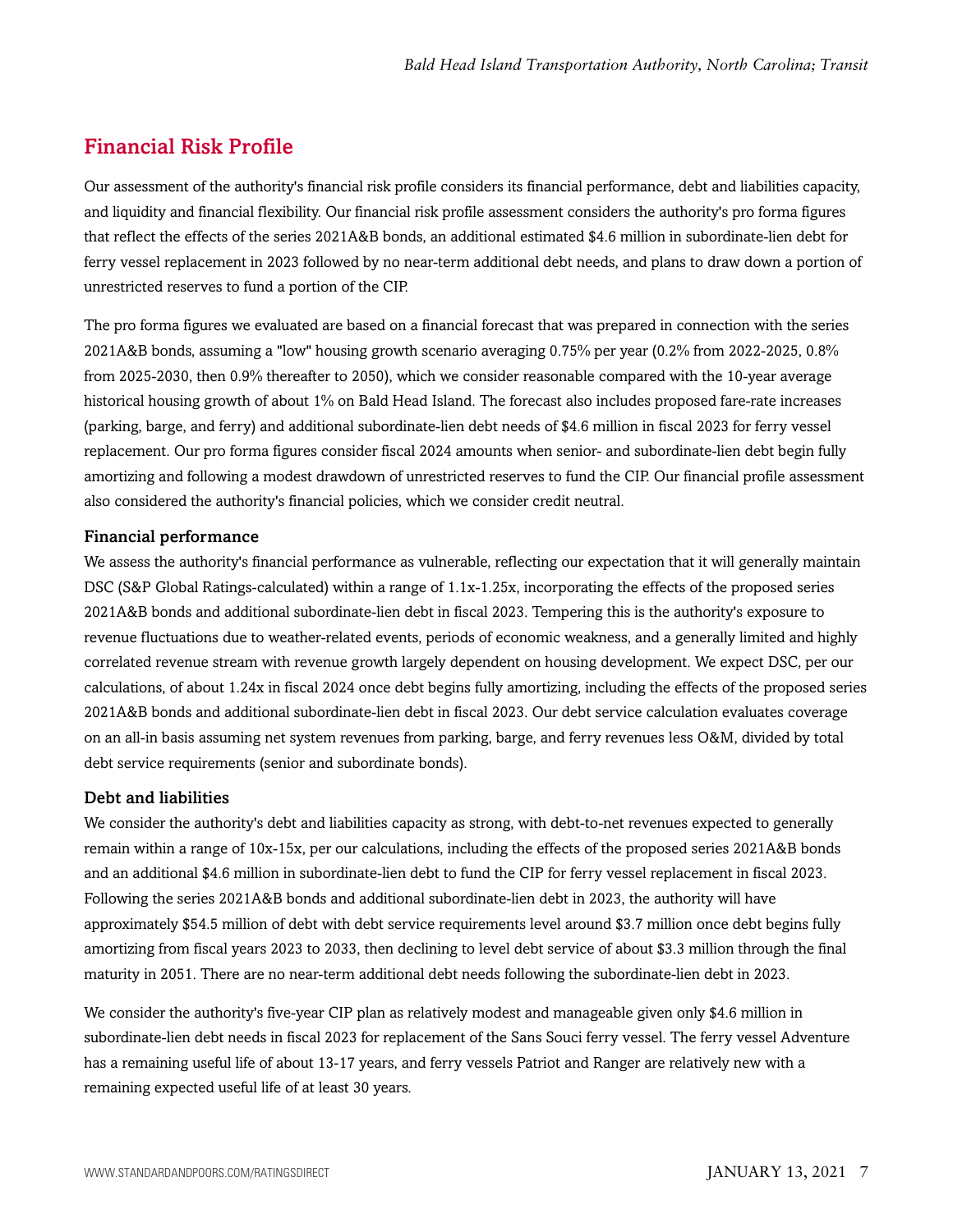## Financial Risk Profile

Our assessment of the authority's financial risk profile considers its financial performance, debt and liabilities capacity, and liquidity and financial flexibility. Our financial risk profile assessment considers the authority's pro forma figures that reflect the effects of the series 2021A&B bonds, an additional estimated $4.6 million in subordinate-lien debt for ferry vessel replacement in 2023 followed by no near-term additional debt needs, and plans to draw down a portion of unrestricted reserves to fund a portion of the CIP.

The pro forma figures we evaluated are based on a financial forecast that was prepared in connection with the series 2021A&B bonds, assuming a "low" housing growth scenario averaging 0.75% per year (0.2% from 2022-2025, 0.8% from 2025-2030, then 0.9% thereafter to 2050), which we consider reasonable compared with the 10-year average historical housing growth of about 1% on Bald Head Island. The forecast also includes proposed fare-rate increases (parking, barge, and ferry) and additional subordinate-lien debt needs of $4.6 million in fiscal 2023 for ferry vessel replacement. Our pro forma figures consider fiscal 2024 amounts when senior- and subordinate-lien debt begin fully amortizing and following a modest drawdown of unrestricted reserves to fund the CIP. Our financial profile assessment also considered the authority's financial policies, which we consider credit neutral.

### Financial performance

We assess the authority's financial performance as vulnerable, reflecting our expectation that it will generally maintain DSC (S&P Global Ratings-calculated) within a range of 1.1x-1.25x, incorporating the effects of the proposed series 2021A&B bonds and additional subordinate-lien debt in fiscal 2023. Tempering this is the authority's exposure to revenue fluctuations due to weather-related events, periods of economic weakness, and a generally limited and highly correlated revenue stream with revenue growth largely dependent on housing development. We expect DSC, per our calculations, of about 1.24x in fiscal 2024 once debt begins fully amortizing, including the effects of the proposed series 2021A&B bonds and additional subordinate-lien debt in fiscal 2023. Our debt service calculation evaluates coverage on an all-in basis assuming net system revenues from parking, barge, and ferry revenues less O&M, divided by total debt service requirements (senior and subordinate bonds).

### Debt and liabilities

We consider the authority's debt and liabilities capacity as strong, with debt-to-net revenues expected to generally remain within a range of 10x-15x, per our calculations, including the effects of the proposed series 2021A&B bonds and an additional $4.6 million in subordinate-lien debt to fund the CIP for ferry vessel replacement in fiscal 2023. Following the series 2021A&B bonds and additional subordinate-lien debt in 2023, the authority will have approximately $54.5 million of debt with debt service requirements level around $3.7 million once debt begins fully amortizing from fiscal years 2023 to 2033, then declining to level debt service of about $3.3 million through the final maturity in 2051. There are no near-term additional debt needs following the subordinate-lien debt in 2023.

We consider the authority's five-year CIP plan as relatively modest and manageable given only $4.6 million in subordinate-lien debt needs in fiscal 2023 for replacement of the Sans Souci ferry vessel. The ferry vessel Adventure has a remaining useful life of about 13-17 years, and ferry vessels Patriot and Ranger are relatively new with a remaining expected useful life of at least 30 years.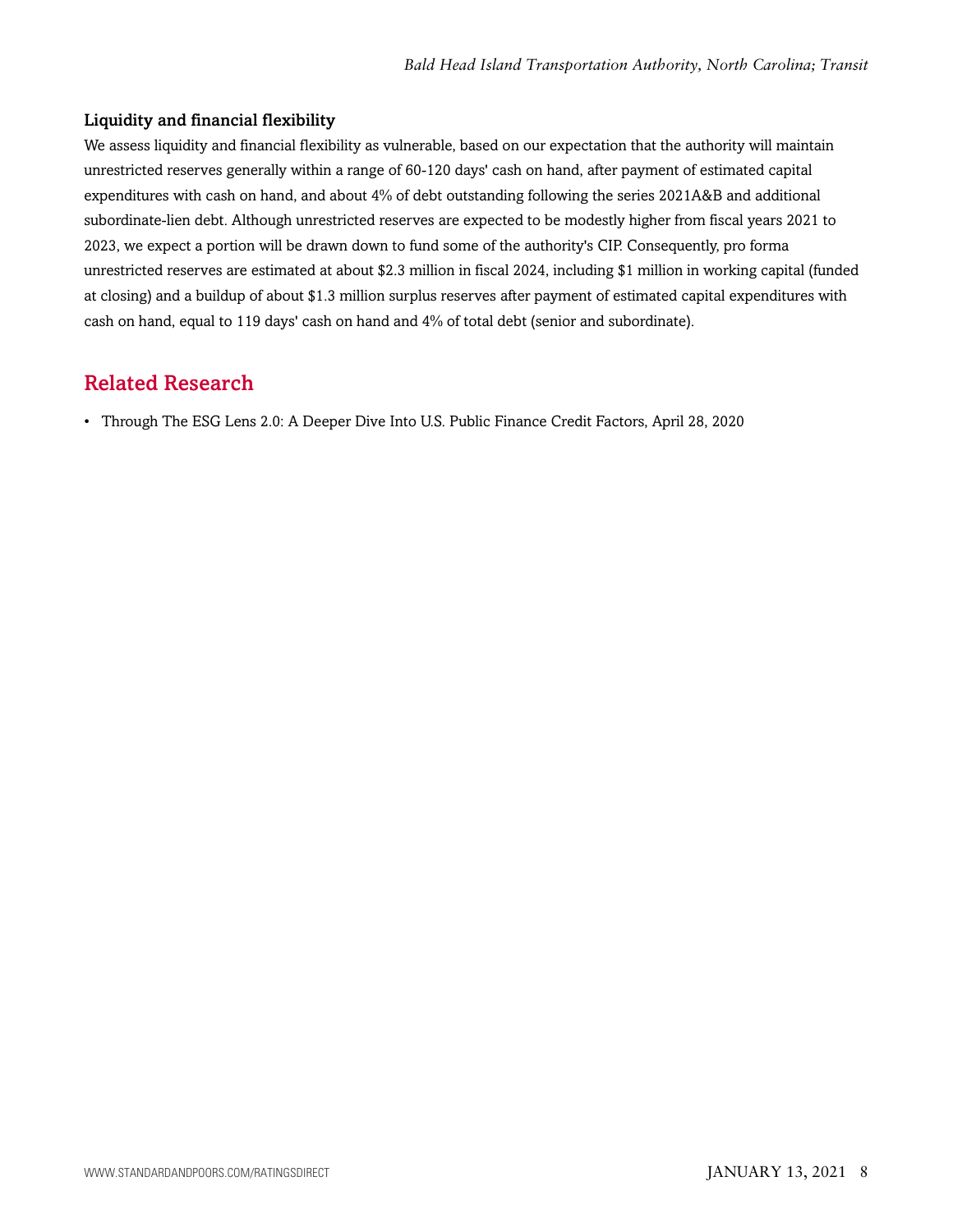#### Liquidity and financial flexibility

We assess liquidity and financial flexibility as vulnerable, based on our expectation that the authority will maintain unrestricted reserves generally within a range of 60-120 days' cash on hand, after payment of estimated capital expenditures with cash on hand, and about 4% of debt outstanding following the series 2021A&B and additional subordinate-lien debt. Although unrestricted reserves are expected to be modestly higher from fiscal years 2021 to 2023, we expect a portion will be drawn down to fund some of the authority's CIP. Consequently, pro forma unrestricted reserves are estimated at about $2.3 million in fiscal 2024, including $1 million in working capital (funded at closing) and a buildup of about $1.3 million surplus reserves after payment of estimated capital expenditures with cash on hand, equal to 119 days' cash on hand and 4% of total debt (senior and subordinate).

## Related Research

- Through The ESG Lens 2.0: A Deeper Dive Into U.S. Public Finance Credit Factors, April 28, 2020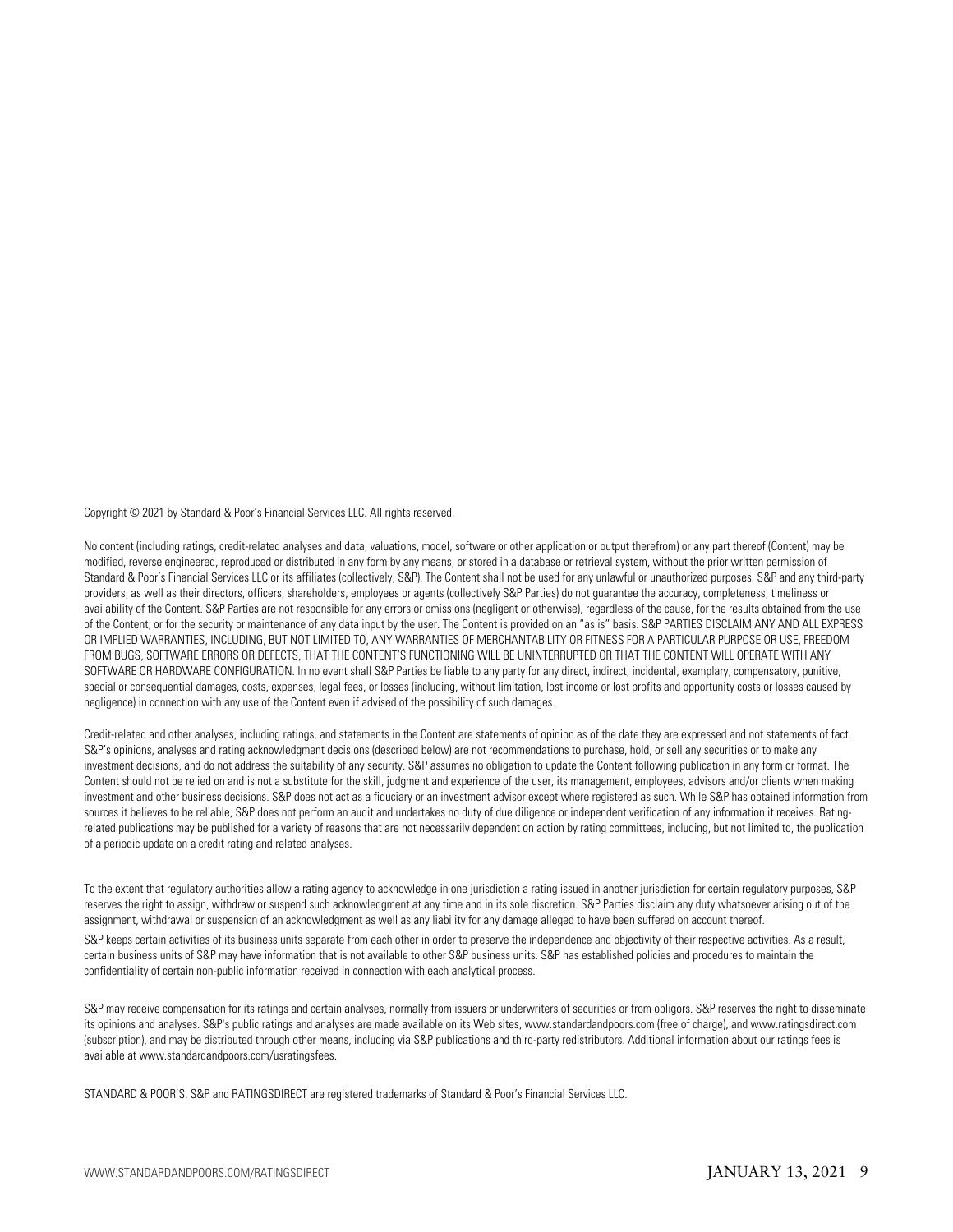Copyright © 2021 by Standard & Poor's Financial Services LLC. All rights reserved.

No content (including ratings, credit-related analyses and data, valuations, model, software or other application or output therefrom) or any part thereof (Content) may be modified, reverse engineered, reproduced or distributed in any form by any means, or stored in a database or retrieval system, without the prior written permission of Standard & Poor's Financial Services LLC or its affiliates (collectively, S&P). The Content shall not be used for any unlawful or unauthorized purposes. S&P and any third-party providers, as well as their directors, officers, shareholders, employees or agents (collectively S&P Parties) do not guarantee the accuracy, completeness, timeliness or availability of the Content. S&P Parties are not responsible for any errors or omissions (negligent or otherwise), regardless of the cause, for the results obtained from the use of the Content, or for the security or maintenance of any data input by the user. The Content is provided on an "as is" basis. S&P PARTIES DISCLAIM ANY AND ALL EXPRESS OR IMPLIED WARRANTIES, INCLUDING, BUT NOT LIMITED TO, ANY WARRANTIES OF MERCHANTABILITY OR FITNESS FOR A PARTICULAR PURPOSE OR USE, FREEDOM FROM BUGS, SOFTWARE ERRORS OR DEFECTS, THAT THE CONTENT'S FUNCTIONING WILL BE UNINTERRUPTED OR THAT THE CONTENT WILL OPERATE WITH ANY SOFTWARE OR HARDWARE CONFIGURATION. In no event shall S&P Parties be liable to any party for any direct, indirect, incidental, exemplary, compensatory, punitive, special or consequential damages, costs, expenses, legal fees, or losses (including, without limitation, lost income or lost profits and opportunity costs or losses caused by negligence) in connection with any use of the Content even if advised of the possibility of such damages.

Credit-related and other analyses, including ratings, and statements in the Content are statements of opinion as of the date they are expressed and not statements of fact. S&P's opinions, analyses and rating acknowledgment decisions (described below) are not recommendations to purchase, hold, or sell any securities or to make any investment decisions, and do not address the suitability of any security. S&P assumes no obligation to update the Content following publication in any form or format. The Content should not be relied on and is not a substitute for the skill, judgment and experience of the user, its management, employees, advisors and/or clients when making investment and other business decisions. S&P does not act as a fiduciary or an investment advisor except where registered as such. While S&P has obtained information from sources it believes to be reliable, S&P does not perform an audit and undertakes no duty of due diligence or independent verification of any information it receives. Rating-related publications may be published for a variety of reasons that are not necessarily dependent on action by rating committees, including, but not limited to, the publication of a periodic update on a credit rating and related analyses.

To the extent that regulatory authorities allow a rating agency to acknowledge in one jurisdiction a rating issued in another jurisdiction for certain regulatory purposes, S&P reserves the right to assign, withdraw or suspend such acknowledgment at any time and in its sole discretion. S&P Parties disclaim any duty whatsoever arising out of the assignment, withdrawal or suspension of an acknowledgment as well as any liability for any damage alleged to have been suffered on account thereof.

S&P keeps certain activities of its business units separate from each other in order to preserve the independence and objectivity of their respective activities. As a result, certain business units of S&P may have information that is not available to other S&P business units. S&P has established policies and procedures to maintain the confidentiality of certain non-public information received in connection with each analytical process.

S&P may receive compensation for its ratings and certain analyses, normally from issuers or underwriters of securities or from obligors. S&P reserves the right to disseminate its opinions and analyses. S&P's public ratings and analyses are made available on its Web sites, www.standardandpoors.com (free of charge), and www.ratingsdirect.com (subscription), and may be distributed through other means, including via S&P publications and third-party redistributors. Additional information about our ratings fees is available at www.standardandpoors.com/usratingsfees.

STANDARD & POOR'S, S&P and RATINGSDIRECT are registered trademarks of Standard & Poor's Financial Services LLC.